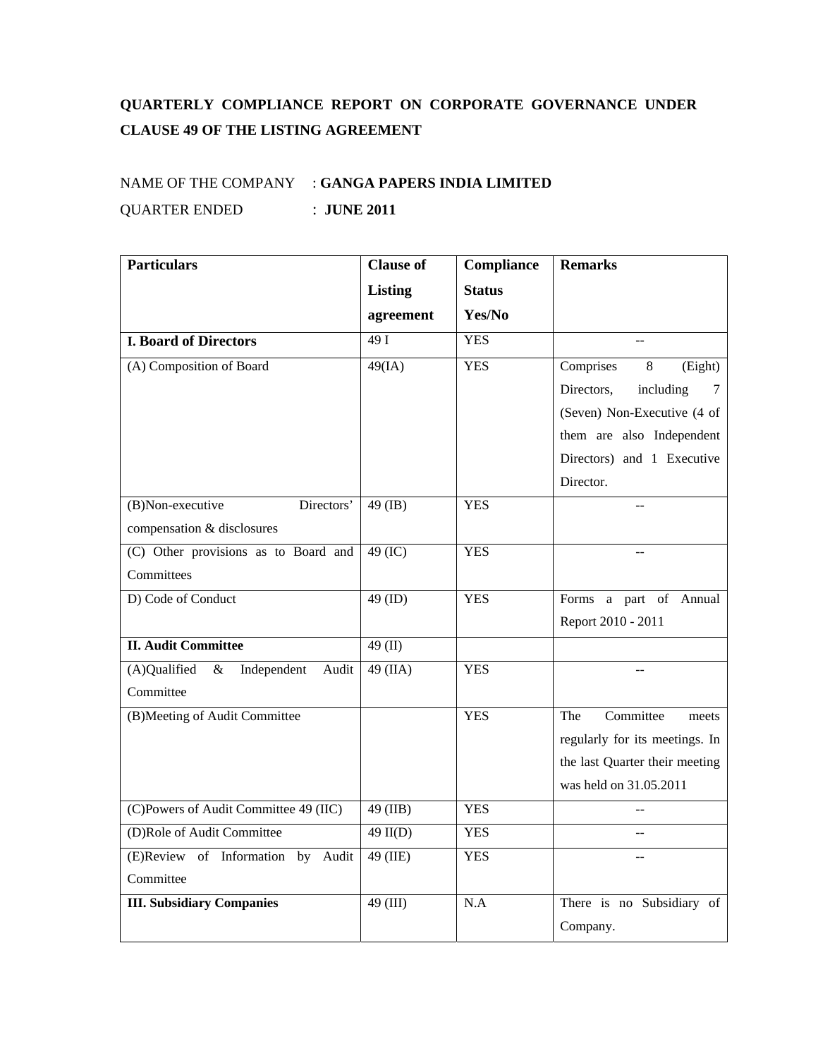# QUARTERLY COMPLIANCE REPORT ON CORPORATE GOVERNANCE UNDER CLAUSE 49 OF THE LISTING AGREEMENT

NAME OF THE COMPANY : **GANGA PAPERS INDIA LIMITED**

QUARTER ENDED : **JUNE 2011**

| **Particulars** | **Clause of Listing agreement** | **Compliance Status Yes/No** | **Remarks** |
|---|---|---|---|
| **I. Board of Directors** | 49 I | YES | -- |
| (A) Composition of Board | 49(IA) | YES | Comprises 8 (Eight) Directors, including 7 (Seven) Non-Executive (4 of them are also Independent Directors) and 1 Executive Director. |
| (B)Non-executive Directors' compensation & disclosures | 49 (IB) | YES | -- |
| (C) Other provisions as to Board and Committees | 49 (IC) | YES | -- |
| D) Code of Conduct | 49 (ID) | YES | Forms a part of Annual Report 2010 - 2011 |
| **II. Audit Committee** | 49 (II) | | |
| (A)Qualified & Independent Audit Committee | 49 (IIA) | YES | -- |
| (B)Meeting of Audit Committee | | YES | The Committee meets regularly for its meetings. In the last Quarter their meeting was held on 31.05.2011 |
| (C)Powers of Audit Committee 49 (IIC) | 49 (IIB) | YES | -- |
| (D)Role of Audit Committee | 49 II(D) | YES | -- |
| (E)Review of Information by Audit Committee | 49 (IIE) | YES | -- |
| **III. Subsidiary Companies** | 49 (III) | N.A | There is no Subsidiary of Company. |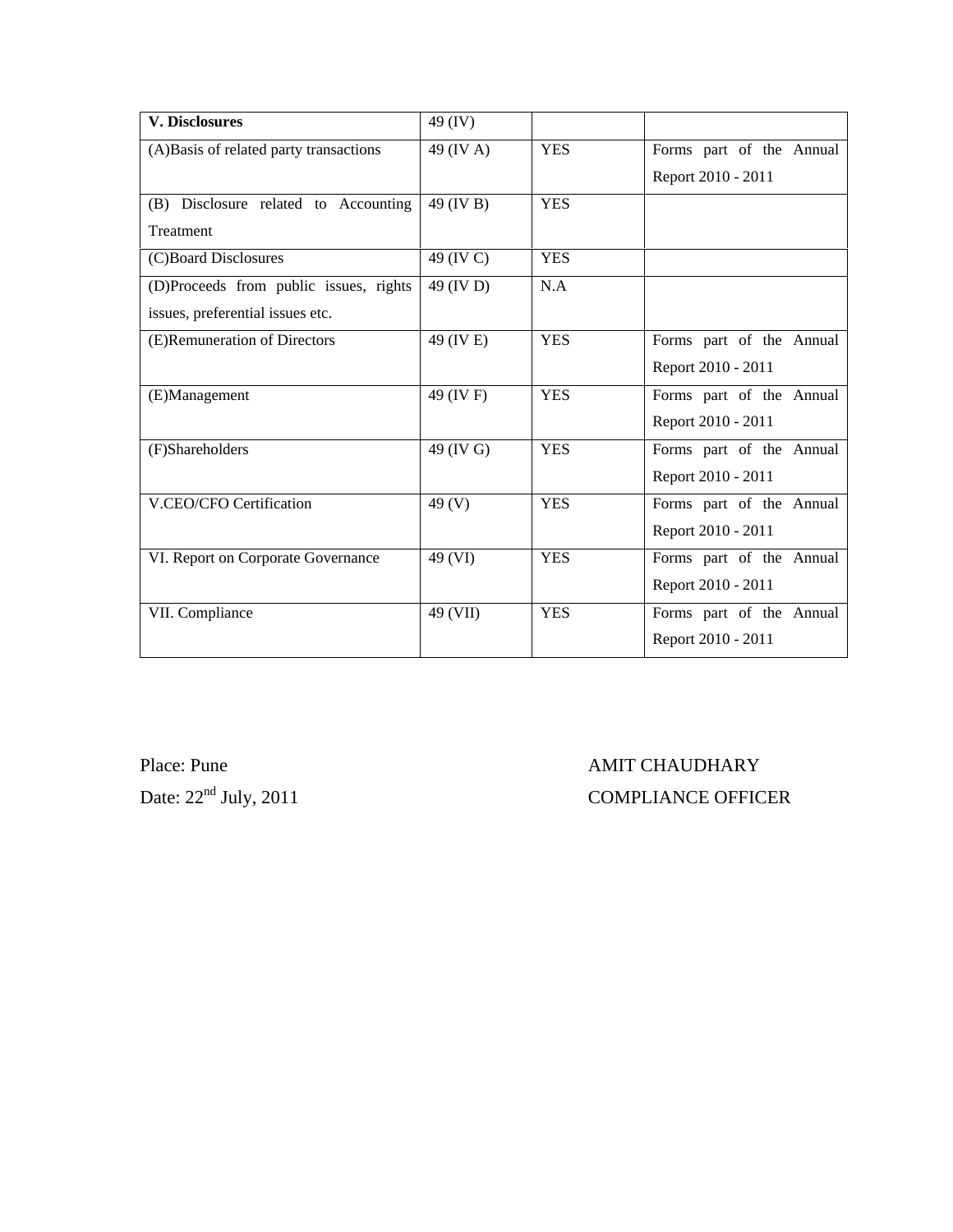| | | | |
|---|---|---|---|
| **V. Disclosures** | 49 (IV) | | |
| (A)Basis of related party transactions | 49 (IV A) | YES | Forms part of the Annual Report 2010 - 2011 |
| (B) Disclosure related to Accounting Treatment | 49 (IV B) | YES | |
| (C)Board Disclosures | 49 (IV C) | YES | |
| (D)Proceeds from public issues, rights issues, preferential issues etc. | 49 (IV D) | N.A | |
| (E)Remuneration of Directors | 49 (IV E) | YES | Forms part of the Annual Report 2010 - 2011 |
| (E)Management | 49 (IV F) | YES | Forms part of the Annual Report 2010 - 2011 |
| (F)Shareholders | 49 (IV G) | YES | Forms part of the Annual Report 2010 - 2011 |
| V.CEO/CFO Certification | 49 (V) | YES | Forms part of the Annual Report 2010 - 2011 |
| VI. Report on Corporate Governance | 49 (VI) | YES | Forms part of the Annual Report 2010 - 2011 |
| VII. Compliance | 49 (VII) | YES | Forms part of the Annual Report 2010 - 2011 |

Place: Pune

Date: 22nd July, 2011

AMIT CHAUDHARY

COMPLIANCE OFFICER